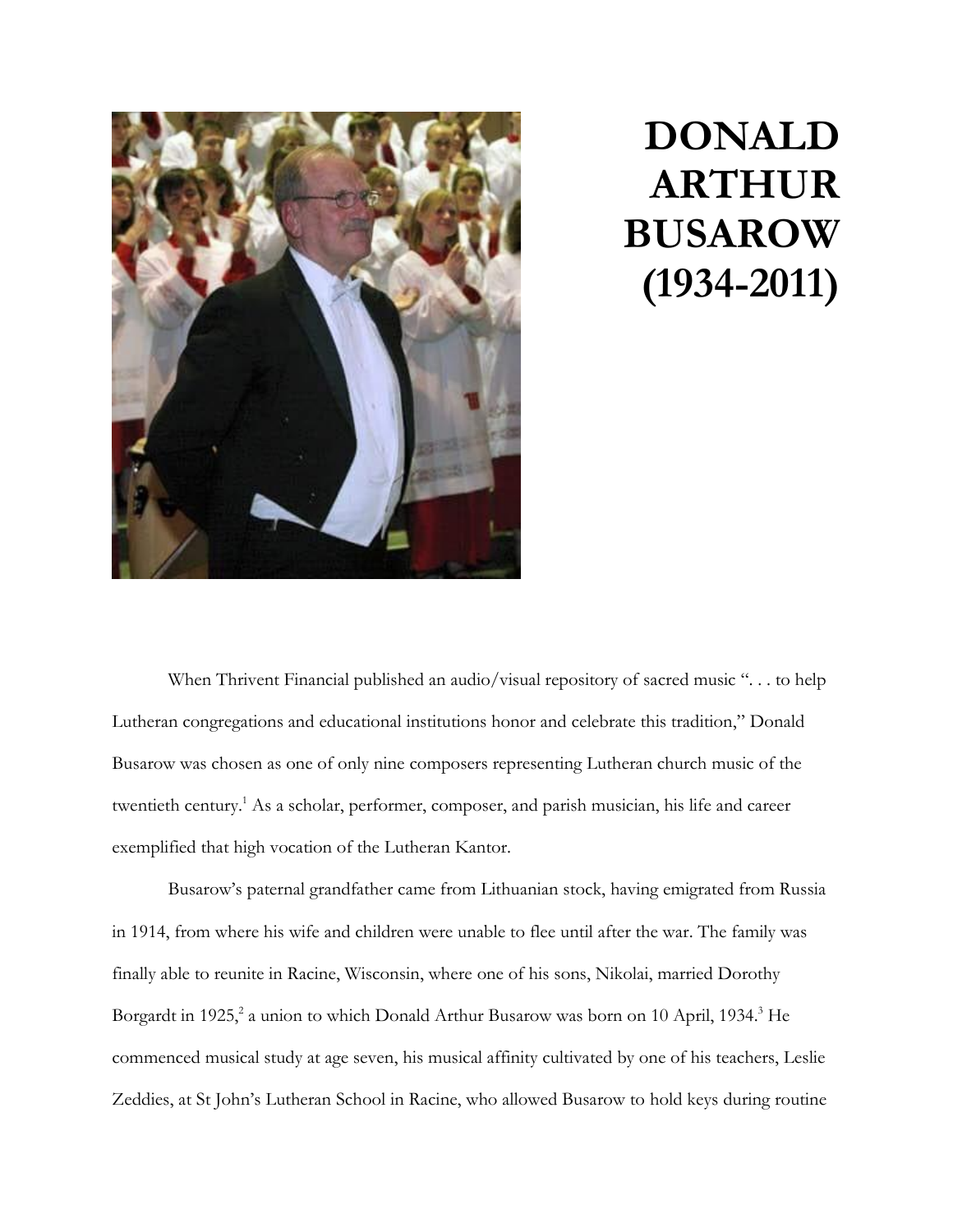# DONALD ARTHUR BUSAROW (1934-2011)

When Thrivent Financial published an audio/visual repository of sacred music ". . . to help Lutheran congregations and educational institutions honor and celebrate this tradition," Donald Busarow was chosen as one of only nine composers representing Lutheran church music of the twentieth century.[1] As a scholar, performer, composer, and parish musician, his life and career exemplified that high vocation of the Lutheran Kantor.

Busarow's paternal grandfather came from Lithuanian stock, having emigrated from Russia in 1914, from where his wife and children were unable to flee until after the war. The family was finally able to reunite in Racine, Wisconsin, where one of his sons, Nikolai, married Dorothy Borgardt in 1925,[2] a union to which Donald Arthur Busarow was born on 10 April, 1934.[3] He commenced musical study at age seven, his musical affinity cultivated by one of his teachers, Leslie Zeddies, at St John's Lutheran School in Racine, who allowed Busarow to hold keys during routine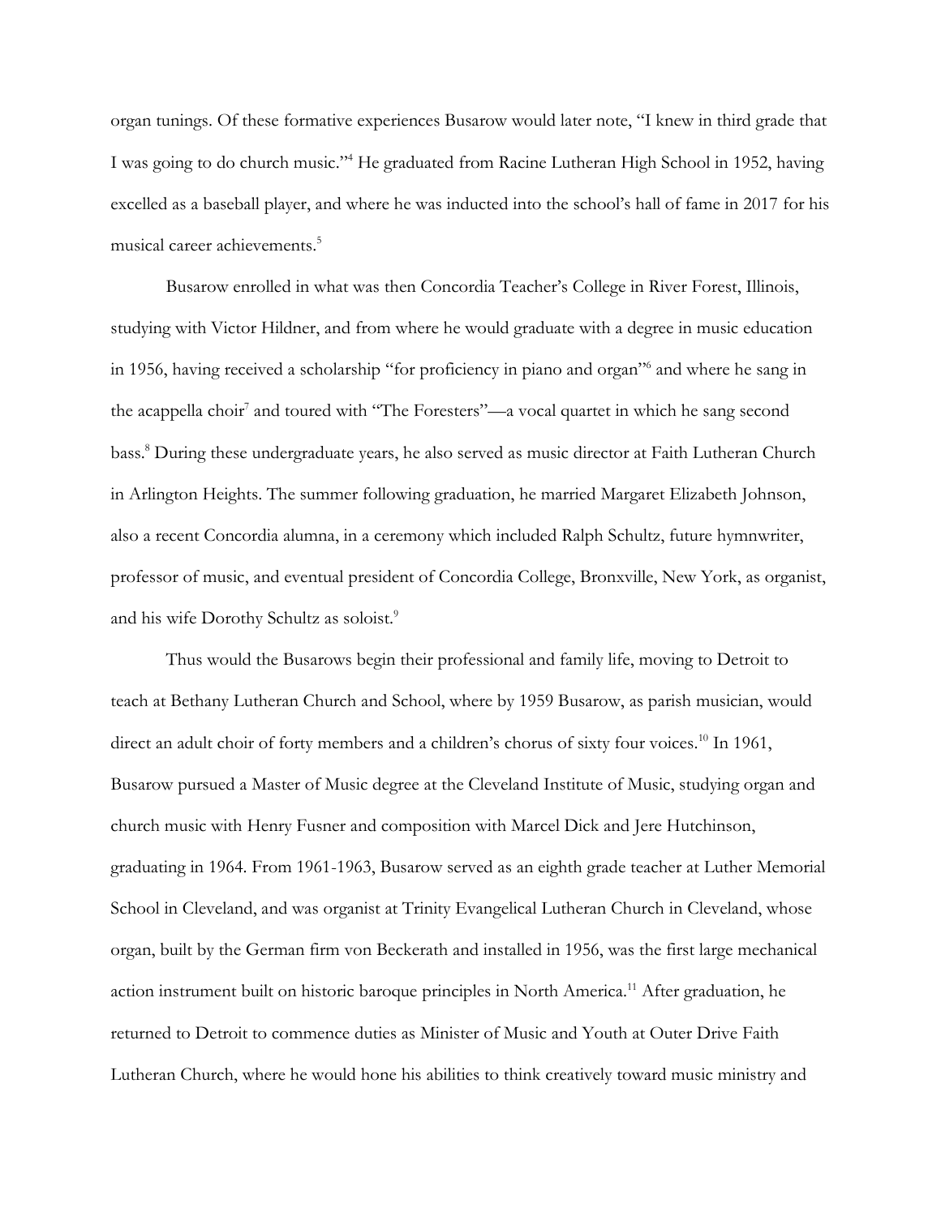organ tunings. Of these formative experiences Busarow would later note, "I knew in third grade that I was going to do church music."[4] He graduated from Racine Lutheran High School in 1952, having excelled as a baseball player, and where he was inducted into the school's hall of fame in 2017 for his musical career achievements.[5]

Busarow enrolled in what was then Concordia Teacher's College in River Forest, Illinois, studying with Victor Hildner, and from where he would graduate with a degree in music education in 1956, having received a scholarship "for proficiency in piano and organ"[6] and where he sang in the acappella choir[7] and toured with "The Foresters"—a vocal quartet in which he sang second bass.[8] During these undergraduate years, he also served as music director at Faith Lutheran Church in Arlington Heights. The summer following graduation, he married Margaret Elizabeth Johnson, also a recent Concordia alumna, in a ceremony which included Ralph Schultz, future hymnwriter, professor of music, and eventual president of Concordia College, Bronxville, New York, as organist, and his wife Dorothy Schultz as soloist.[9]

Thus would the Busarows begin their professional and family life, moving to Detroit to teach at Bethany Lutheran Church and School, where by 1959 Busarow, as parish musician, would direct an adult choir of forty members and a children's chorus of sixty four voices.[10] In 1961, Busarow pursued a Master of Music degree at the Cleveland Institute of Music, studying organ and church music with Henry Fusner and composition with Marcel Dick and Jere Hutchinson, graduating in 1964. From 1961-1963, Busarow served as an eighth grade teacher at Luther Memorial School in Cleveland, and was organist at Trinity Evangelical Lutheran Church in Cleveland, whose organ, built by the German firm von Beckerath and installed in 1956, was the first large mechanical action instrument built on historic baroque principles in North America.[11] After graduation, he returned to Detroit to commence duties as Minister of Music and Youth at Outer Drive Faith Lutheran Church, where he would hone his abilities to think creatively toward music ministry and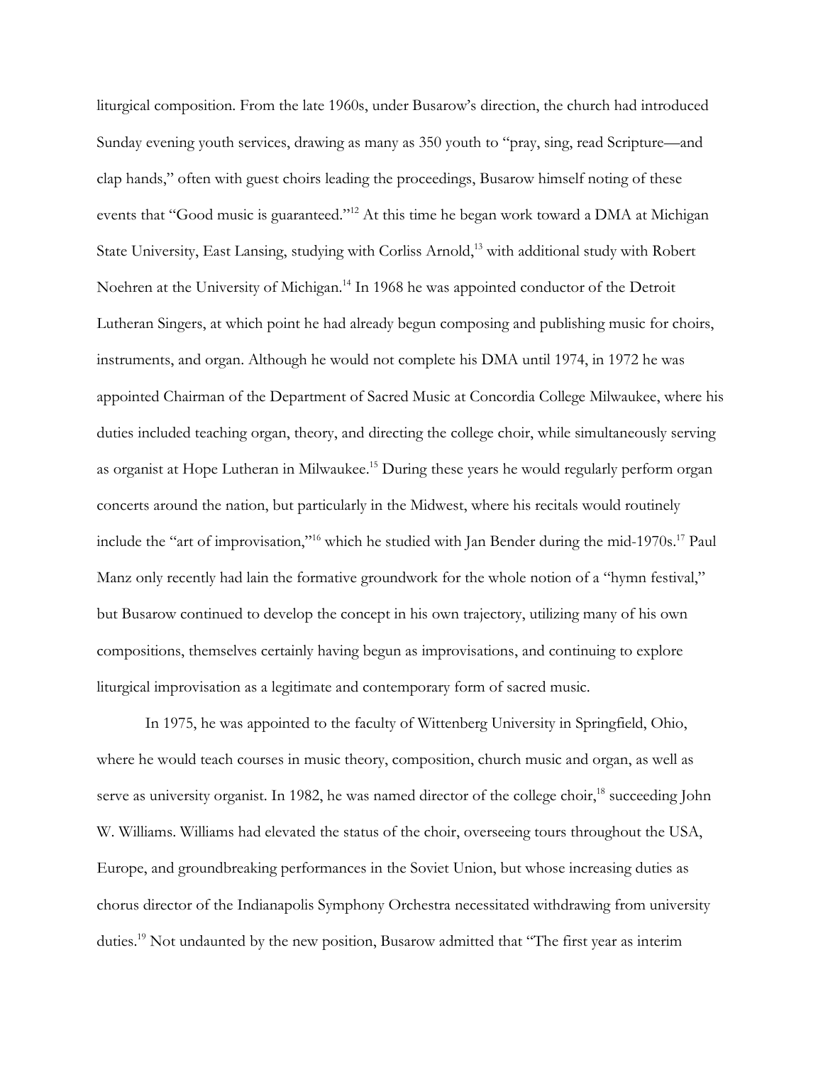liturgical composition. From the late 1960s, under Busarow's direction, the church had introduced Sunday evening youth services, drawing as many as 350 youth to "pray, sing, read Scripture—and clap hands," often with guest choirs leading the proceedings, Busarow himself noting of these events that "Good music is guaranteed."[12] At this time he began work toward a DMA at Michigan State University, East Lansing, studying with Corliss Arnold,[13] with additional study with Robert Noehren at the University of Michigan.[14] In 1968 he was appointed conductor of the Detroit Lutheran Singers, at which point he had already begun composing and publishing music for choirs, instruments, and organ. Although he would not complete his DMA until 1974, in 1972 he was appointed Chairman of the Department of Sacred Music at Concordia College Milwaukee, where his duties included teaching organ, theory, and directing the college choir, while simultaneously serving as organist at Hope Lutheran in Milwaukee.[15] During these years he would regularly perform organ concerts around the nation, but particularly in the Midwest, where his recitals would routinely include the "art of improvisation,"[16] which he studied with Jan Bender during the mid-1970s.[17] Paul Manz only recently had lain the formative groundwork for the whole notion of a "hymn festival," but Busarow continued to develop the concept in his own trajectory, utilizing many of his own compositions, themselves certainly having begun as improvisations, and continuing to explore liturgical improvisation as a legitimate and contemporary form of sacred music.

In 1975, he was appointed to the faculty of Wittenberg University in Springfield, Ohio, where he would teach courses in music theory, composition, church music and organ, as well as serve as university organist. In 1982, he was named director of the college choir,[18] succeeding John W. Williams. Williams had elevated the status of the choir, overseeing tours throughout the USA, Europe, and groundbreaking performances in the Soviet Union, but whose increasing duties as chorus director of the Indianapolis Symphony Orchestra necessitated withdrawing from university duties.[19] Not undaunted by the new position, Busarow admitted that "The first year as interim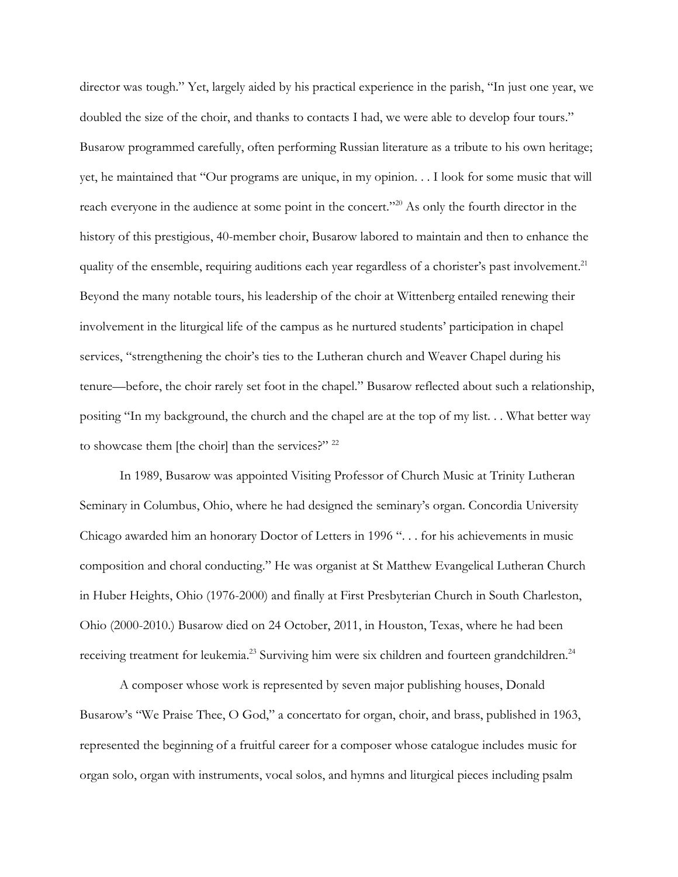director was tough." Yet, largely aided by his practical experience in the parish, "In just one year, we doubled the size of the choir, and thanks to contacts I had, we were able to develop four tours." Busarow programmed carefully, often performing Russian literature as a tribute to his own heritage; yet, he maintained that "Our programs are unique, in my opinion. . . I look for some music that will reach everyone in the audience at some point in the concert."[20] As only the fourth director in the history of this prestigious, 40-member choir, Busarow labored to maintain and then to enhance the quality of the ensemble, requiring auditions each year regardless of a chorister's past involvement.[21] Beyond the many notable tours, his leadership of the choir at Wittenberg entailed renewing their involvement in the liturgical life of the campus as he nurtured students' participation in chapel services, "strengthening the choir's ties to the Lutheran church and Weaver Chapel during his tenure—before, the choir rarely set foot in the chapel." Busarow reflected about such a relationship, positing "In my background, the church and the chapel are at the top of my list. . . What better way to showcase them [the choir] than the services?" [22]

In 1989, Busarow was appointed Visiting Professor of Church Music at Trinity Lutheran Seminary in Columbus, Ohio, where he had designed the seminary's organ. Concordia University Chicago awarded him an honorary Doctor of Letters in 1996 ". . . for his achievements in music composition and choral conducting." He was organist at St Matthew Evangelical Lutheran Church in Huber Heights, Ohio (1976-2000) and finally at First Presbyterian Church in South Charleston, Ohio (2000-2010.) Busarow died on 24 October, 2011, in Houston, Texas, where he had been receiving treatment for leukemia.[23] Surviving him were six children and fourteen grandchildren.[24]

A composer whose work is represented by seven major publishing houses, Donald Busarow's "We Praise Thee, O God," a concertato for organ, choir, and brass, published in 1963, represented the beginning of a fruitful career for a composer whose catalogue includes music for organ solo, organ with instruments, vocal solos, and hymns and liturgical pieces including psalm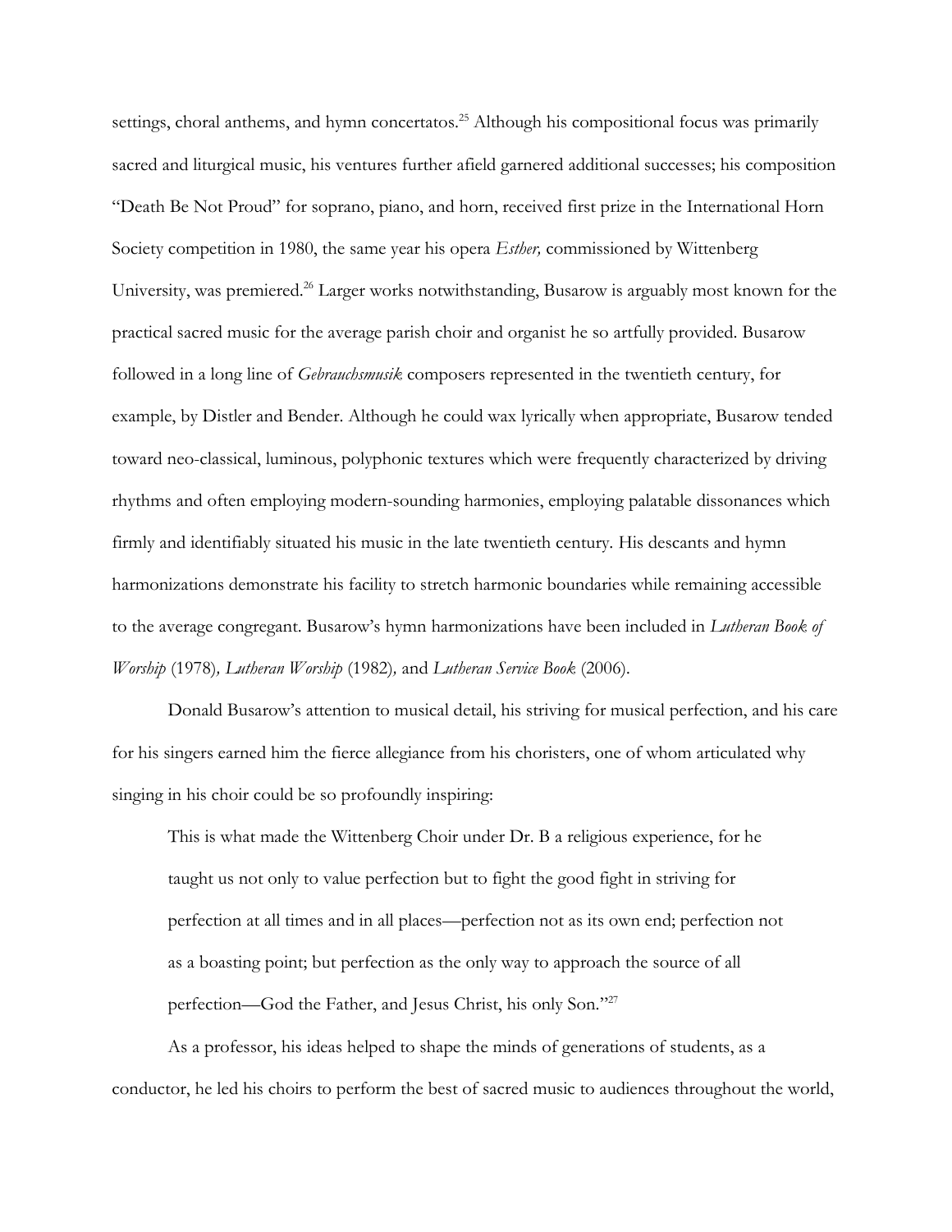settings, choral anthems, and hymn concertatos.[25] Although his compositional focus was primarily sacred and liturgical music, his ventures further afield garnered additional successes; his composition "Death Be Not Proud" for soprano, piano, and horn, received first prize in the International Horn Society competition in 1980, the same year his opera *Esther,* commissioned by Wittenberg University, was premiered.[26] Larger works notwithstanding, Busarow is arguably most known for the practical sacred music for the average parish choir and organist he so artfully provided. Busarow followed in a long line of *Gebrauchsmusik* composers represented in the twentieth century, for example, by Distler and Bender. Although he could wax lyrically when appropriate, Busarow tended toward neo-classical, luminous, polyphonic textures which were frequently characterized by driving rhythms and often employing modern-sounding harmonies, employing palatable dissonances which firmly and identifiably situated his music in the late twentieth century. His descants and hymn harmonizations demonstrate his facility to stretch harmonic boundaries while remaining accessible to the average congregant. Busarow's hymn harmonizations have been included in *Lutheran Book of Worship* (1978), *Lutheran Worship* (1982), and *Lutheran Service Book* (2006).

Donald Busarow's attention to musical detail, his striving for musical perfection, and his care for his singers earned him the fierce allegiance from his choristers, one of whom articulated why singing in his choir could be so profoundly inspiring:

> This is what made the Wittenberg Choir under Dr. B a religious experience, for he taught us not only to value perfection but to fight the good fight in striving for perfection at all times and in all places—perfection not as its own end; perfection not as a boasting point; but perfection as the only way to approach the source of all perfection—God the Father, and Jesus Christ, his only Son."[27]

As a professor, his ideas helped to shape the minds of generations of students, as a conductor, he led his choirs to perform the best of sacred music to audiences throughout the world,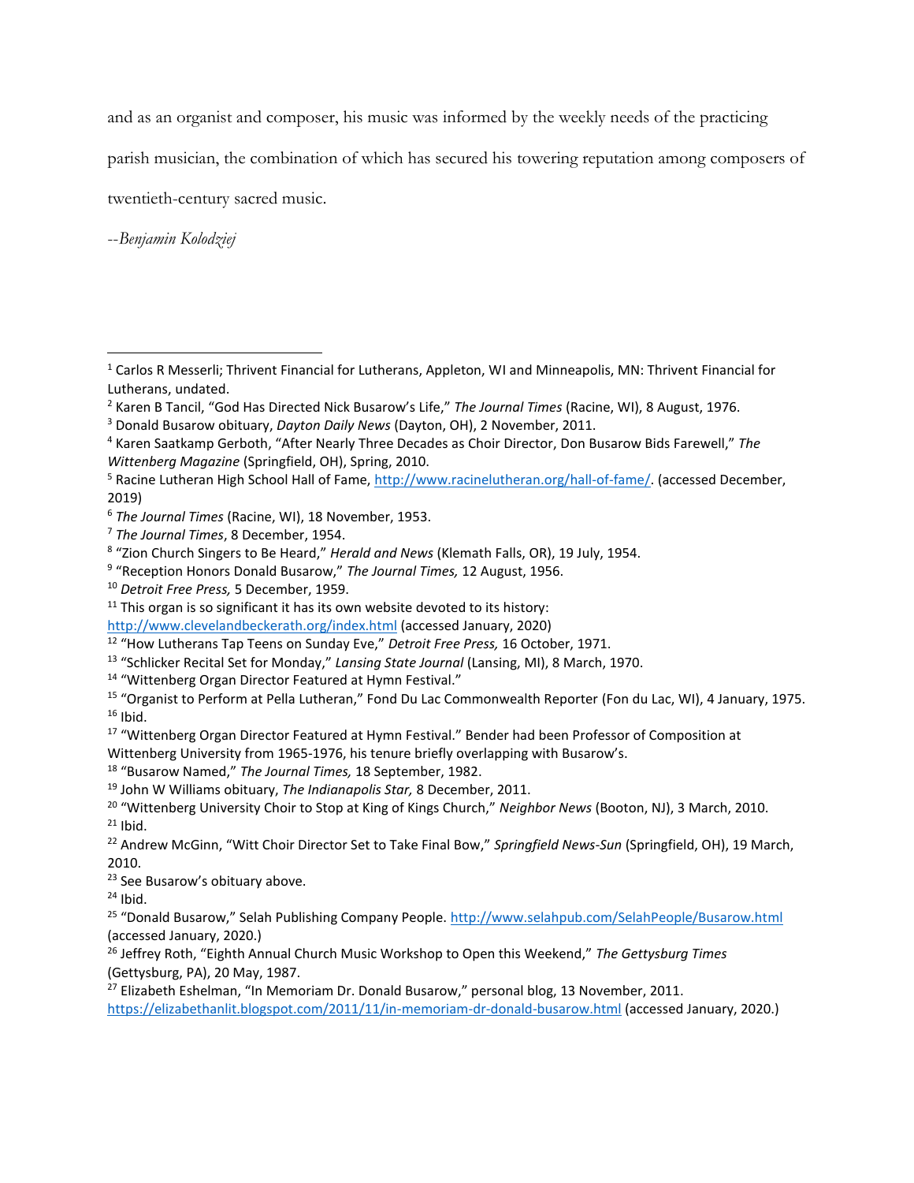and as an organist and composer, his music was informed by the weekly needs of the practicing parish musician, the combination of which has secured his towering reputation among composers of twentieth-century sacred music.

*--Benjamin Kolodziej*

---

[1] Carlos R Messerli; Thrivent Financial for Lutherans, Appleton, WI and Minneapolis, MN: Thrivent Financial for Lutherans, undated.

[2] Karen B Tancil, "God Has Directed Nick Busarow's Life," *The Journal Times* (Racine, WI), 8 August, 1976.

[3] Donald Busarow obituary, *Dayton Daily News* (Dayton, OH), 2 November, 2011.

[4] Karen Saatkamp Gerboth, "After Nearly Three Decades as Choir Director, Don Busarow Bids Farewell," *The Wittenberg Magazine* (Springfield, OH), Spring, 2010.

[5] Racine Lutheran High School Hall of Fame, http://www.racinelutheran.org/hall-of-fame/. (accessed December, 2019)

[6] *The Journal Times* (Racine, WI), 18 November, 1953.

[7] *The Journal Times*, 8 December, 1954.

[8] "Zion Church Singers to Be Heard," *Herald and News* (Klemath Falls, OR), 19 July, 1954.

[9] "Reception Honors Donald Busarow," *The Journal Times,* 12 August, 1956.

[10] *Detroit Free Press,* 5 December, 1959.

[11] This organ is so significant it has its own website devoted to its history: http://www.clevelandbeckerath.org/index.html (accessed January, 2020)

[12] "How Lutherans Tap Teens on Sunday Eve," *Detroit Free Press,* 16 October, 1971.

[13] "Schlicker Recital Set for Monday," *Lansing State Journal* (Lansing, MI), 8 March, 1970.

[14] "Wittenberg Organ Director Featured at Hymn Festival."

[15] "Organist to Perform at Pella Lutheran," Fond Du Lac Commonwealth Reporter (Fon du Lac, WI), 4 January, 1975.

[16] Ibid.

[17] "Wittenberg Organ Director Featured at Hymn Festival." Bender had been Professor of Composition at Wittenberg University from 1965-1976, his tenure briefly overlapping with Busarow's.

[18] "Busarow Named," *The Journal Times,* 18 September, 1982.

[19] John W Williams obituary, *The Indianapolis Star,* 8 December, 2011.

[20] "Wittenberg University Choir to Stop at King of Kings Church," *Neighbor News* (Booton, NJ), 3 March, 2010.

[21] Ibid.

[22] Andrew McGinn, "Witt Choir Director Set to Take Final Bow," *Springfield News-Sun* (Springfield, OH), 19 March, 2010.

[23] See Busarow's obituary above.

[24] Ibid.

[25] "Donald Busarow," Selah Publishing Company People. http://www.selahpub.com/SelahPeople/Busarow.html (accessed January, 2020.)

[26] Jeffrey Roth, "Eighth Annual Church Music Workshop to Open this Weekend," *The Gettysburg Times* (Gettysburg, PA), 20 May, 1987.

[27] Elizabeth Eshelman, "In Memoriam Dr. Donald Busarow," personal blog, 13 November, 2011. https://elizabethanlit.blogspot.com/2011/11/in-memoriam-dr-donald-busarow.html (accessed January, 2020.)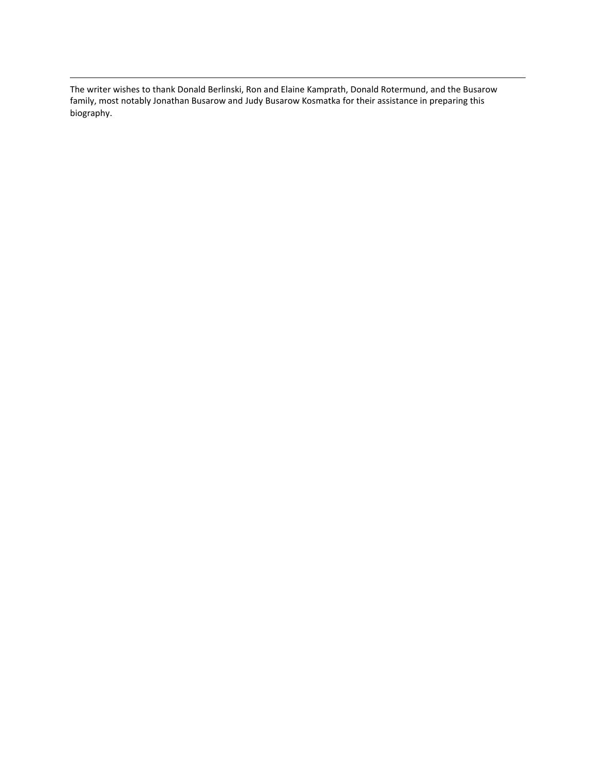---

The writer wishes to thank Donald Berlinski, Ron and Elaine Kamprath, Donald Rotermund, and the Busarow family, most notably Jonathan Busarow and Judy Busarow Kosmatka for their assistance in preparing this biography.